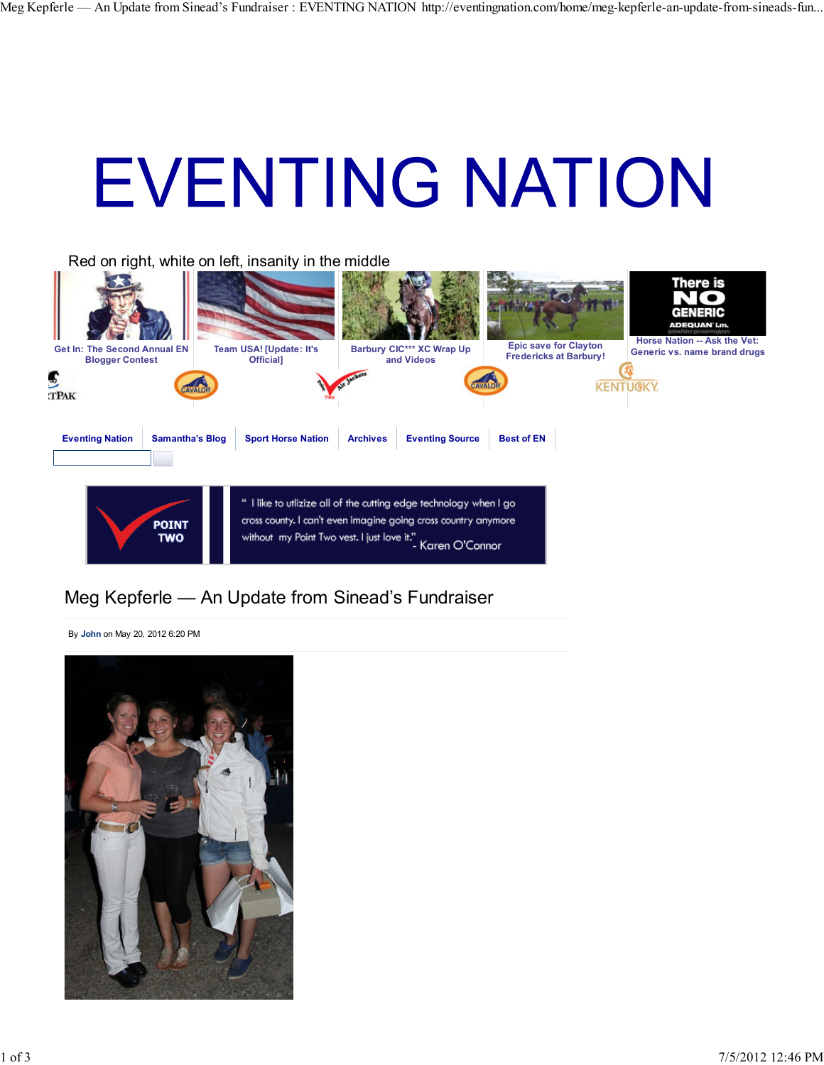# EVENTING NATION

Red on right, white on left, insanity in the middle

Get In: The Second Annual EN Blogger Contest

Team USA! [Update: It's Official]

Barbury CIC*** XC Wrap Up and Videos

Epic save for Clayton Fredericks at Barbury!

Horse Nation -- Ask the Vet: Generic vs. name brand drugs

Eventing Nation | Samantha's Blog | Sport Horse Nation | Archives | Eventing Source | Best of EN

" I like to utlizize all of the cutting edge technology when I go cross county. I can't even imagine going cross country anymore without my Point Two vest. I just love it." - Karen O'Connor

## Meg Kepferle — An Update from Sinead's Fundraiser

By **John** on May 20, 2012 6:20 PM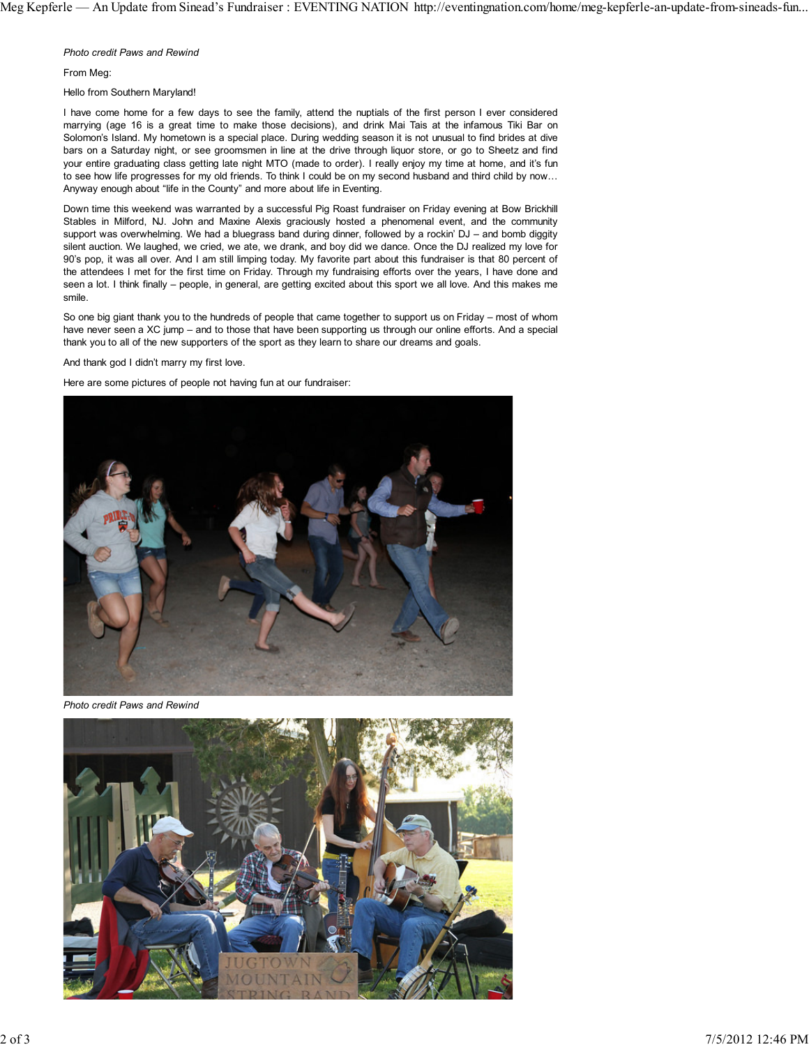*Photo credit Paws and Rewind*

From Meg:

Hello from Southern Maryland!

I have come home for a few days to see the family, attend the nuptials of the first person I ever considered marrying (age 16 is a great time to make those decisions), and drink Mai Tais at the infamous Tiki Bar on Solomon's Island. My hometown is a special place. During wedding season it is not unusual to find brides at dive bars on a Saturday night, or see groomsmen in line at the drive through liquor store, or go to Sheetz and find your entire graduating class getting late night MTO (made to order). I really enjoy my time at home, and it's fun to see how life progresses for my old friends. To think I could be on my second husband and third child by now… Anyway enough about "life in the County" and more about life in Eventing.

Down time this weekend was warranted by a successful Pig Roast fundraiser on Friday evening at Bow Brickhill Stables in Milford, NJ. John and Maxine Alexis graciously hosted a phenomenal event, and the community support was overwhelming. We had a bluegrass band during dinner, followed by a rockin' DJ – and bomb diggity silent auction. We laughed, we cried, we ate, we drank, and boy did we dance. Once the DJ realized my love for 90's pop, it was all over. And I am still limping today. My favorite part about this fundraiser is that 80 percent of the attendees I met for the first time on Friday. Through my fundraising efforts over the years, I have done and seen a lot. I think finally – people, in general, are getting excited about this sport we all love. And this makes me smile.

So one big giant thank you to the hundreds of people that came together to support us on Friday – most of whom have never seen a XC jump – and to those that have been supporting us through our online efforts. And a special thank you to all of the new supporters of the sport as they learn to share our dreams and goals.

And thank god I didn't marry my first love.

Here are some pictures of people not having fun at our fundraiser:

*Photo credit Paws and Rewind*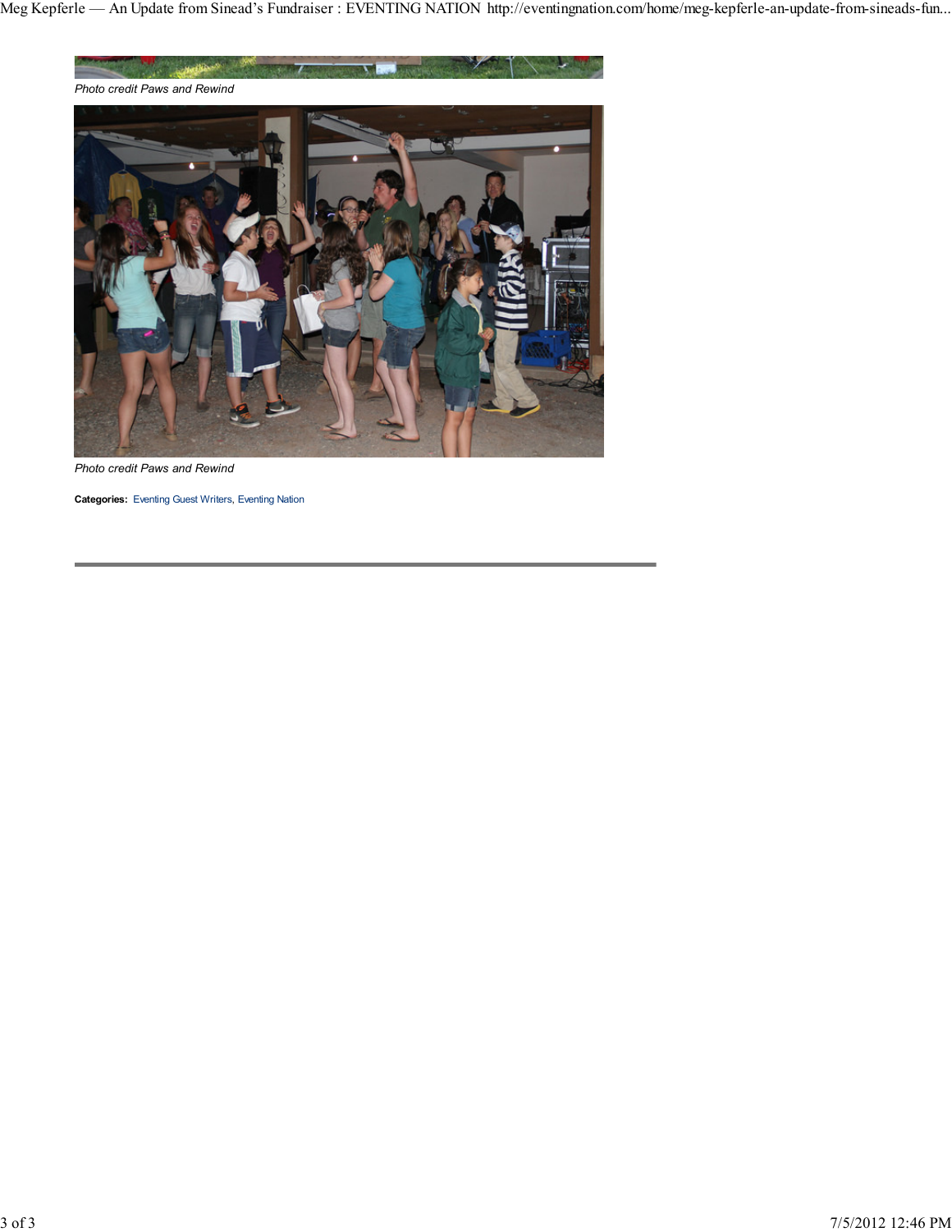Photo credit Paws and Rewind

Photo credit Paws and Rewind

**Categories:** Eventing Guest Writers, Eventing Nation